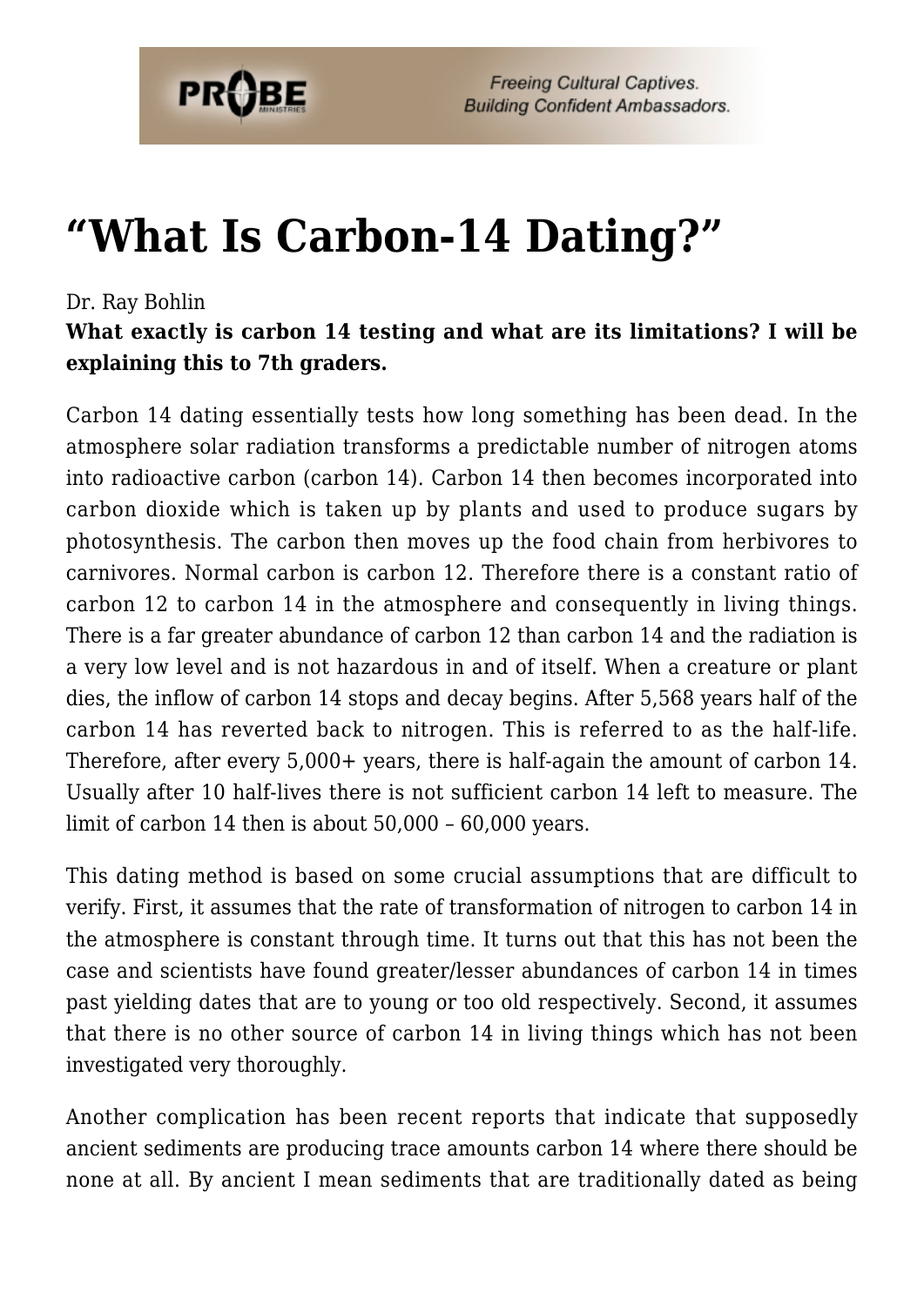# "What Is Carbon-14 Dating?"

Dr. Ray Bohlin

**What exactly is carbon 14 testing and what are its limitations? I will be explaining this to 7th graders.**

Carbon 14 dating essentially tests how long something has been dead. In the atmosphere solar radiation transforms a predictable number of nitrogen atoms into radioactive carbon (carbon 14). Carbon 14 then becomes incorporated into carbon dioxide which is taken up by plants and used to produce sugars by photosynthesis. The carbon then moves up the food chain from herbivores to carnivores. Normal carbon is carbon 12. Therefore there is a constant ratio of carbon 12 to carbon 14 in the atmosphere and consequently in living things. There is a far greater abundance of carbon 12 than carbon 14 and the radiation is a very low level and is not hazardous in and of itself. When a creature or plant dies, the inflow of carbon 14 stops and decay begins. After 5,568 years half of the carbon 14 has reverted back to nitrogen. This is referred to as the half-life. Therefore, after every 5,000+ years, there is half-again the amount of carbon 14. Usually after 10 half-lives there is not sufficient carbon 14 left to measure. The limit of carbon 14 then is about 50,000 – 60,000 years.

This dating method is based on some crucial assumptions that are difficult to verify. First, it assumes that the rate of transformation of nitrogen to carbon 14 in the atmosphere is constant through time. It turns out that this has not been the case and scientists have found greater/lesser abundances of carbon 14 in times past yielding dates that are to young or too old respectively. Second, it assumes that there is no other source of carbon 14 in living things which has not been investigated very thoroughly.

Another complication has been recent reports that indicate that supposedly ancient sediments are producing trace amounts carbon 14 where there should be none at all. By ancient I mean sediments that are traditionally dated as being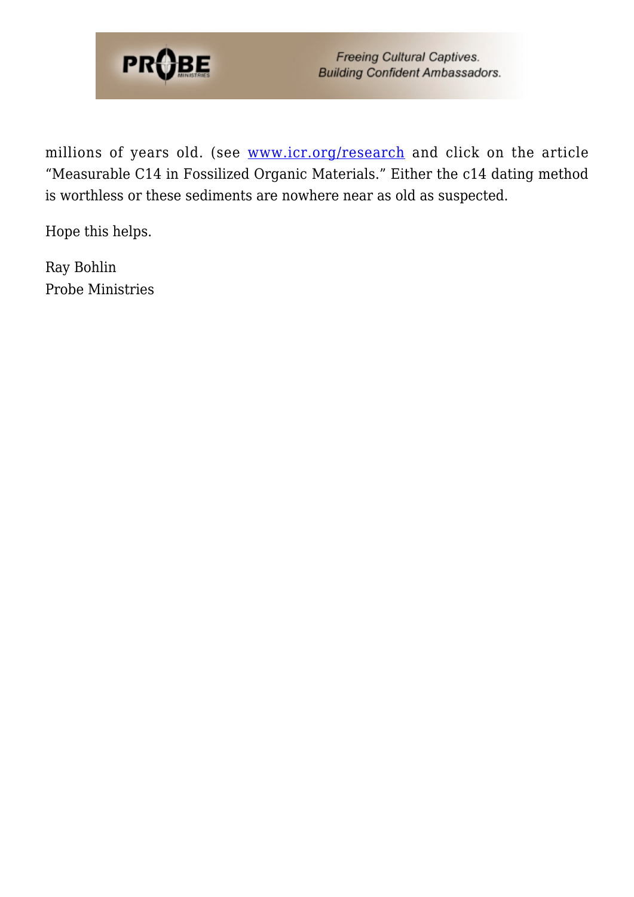millions of years old. (see [www.icr.org/research](http://www.icr.org/research) and click on the article "Measurable C14 in Fossilized Organic Materials." Either the c14 dating method is worthless or these sediments are nowhere near as old as suspected.

Hope this helps.

Ray Bohlin
Probe Ministries